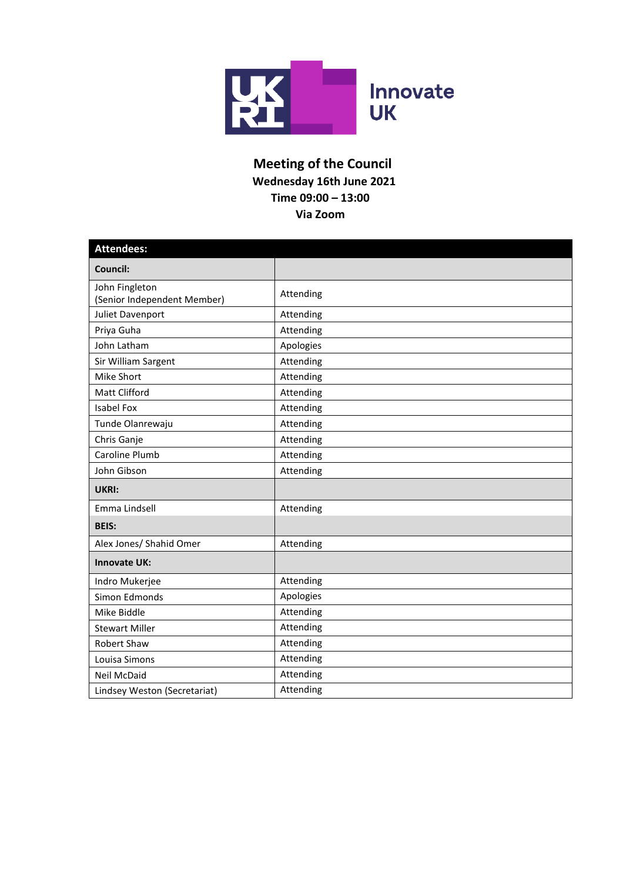# Meeting of the Council

**Wednesday 16th June 2021**
**Time 09:00 – 13:00**
**Via Zoom**

| **Attendees:** | |
|---|---|
| **Council:** | |
| John Fingleton (Senior Independent Member) | Attending |
| Juliet Davenport | Attending |
| Priya Guha | Attending |
| John Latham | Apologies |
| Sir William Sargent | Attending |
| Mike Short | Attending |
| Matt Clifford | Attending |
| Isabel Fox | Attending |
| Tunde Olanrewaju | Attending |
| Chris Ganje | Attending |
| Caroline Plumb | Attending |
| John Gibson | Attending |
| **UKRI:** | |
| Emma Lindsell | Attending |
| **BEIS:** | |
| Alex Jones/ Shahid Omer | Attending |
| **Innovate UK:** | |
| Indro Mukerjee | Attending |
| Simon Edmonds | Apologies |
| Mike Biddle | Attending |
| Stewart Miller | Attending |
| Robert Shaw | Attending |
| Louisa Simons | Attending |
| Neil McDaid | Attending |
| Lindsey Weston (Secretariat) | Attending |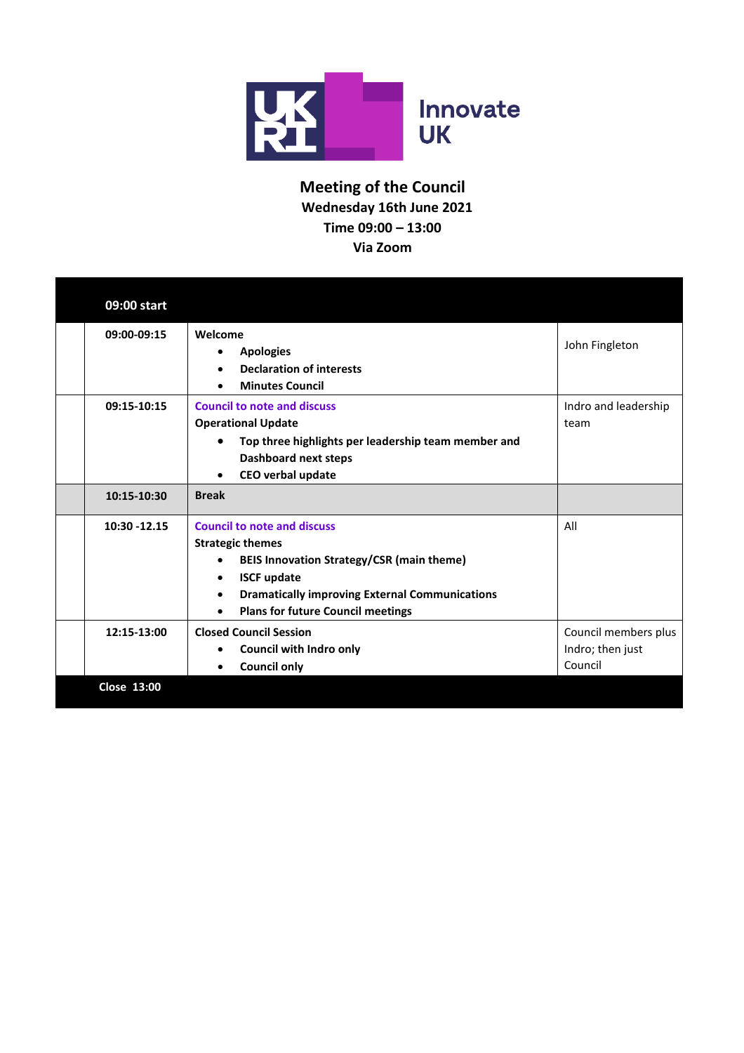Innovate UK

# Meeting of the Council

**Wednesday 16th June 2021**
**Time 09:00 – 13:00**
**Via Zoom**

| | | | |
|---|---|---|---|
| | **09:00 start** | | |
| | **09:00-09:15** | **Welcome**<br>• **Apologies**<br>• **Declaration of interests**<br>• **Minutes Council** | John Fingleton |
| | **09:15-10:15** | **Council to note and discuss**<br>**Operational Update**<br>• **Top three highlights per leadership team member and Dashboard next steps**<br>• **CEO verbal update** | Indro and leadership team |
| | **10:15-10:30** | **Break** | |
| | **10:30 -12.15** | **Council to note and discuss**<br>**Strategic themes**<br>• **BEIS Innovation Strategy/CSR (main theme)**<br>• **ISCF update**<br>• **Dramatically improving External Communications**<br>• **Plans for future Council meetings** | All |
| | **12:15-13:00** | **Closed Council Session**<br>• **Council with Indro only**<br>• **Council only** | Council members plus Indro; then just Council |
| | **Close 13:00** | | |